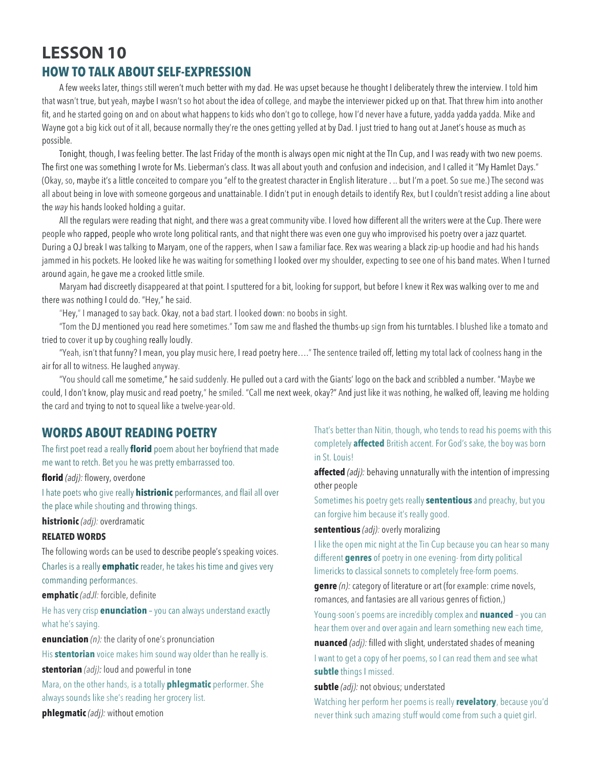# LESSON 10

## HOW TO TALK ABOUT SELF-EXPRESSION

A few weeks later, things still weren't much better with my dad. He was upset because he thought I deliberately threw the interview. I told him that wasn't true, but yeah, maybe I wasn't so hot about the idea of college, and maybe the interviewer picked up on that. That threw him into another fit, and he started going on and on about what happens to kids who don't go to college, how I'd never have a future, yadda yadda yadda. Mike and Wayne got a big kick out of it all, because normally they're the ones getting yelled at by Dad. I just tried to hang out at Janet's house as much as possible.

Tonight, though, I was feeling better. The last Friday of the month is always open mic night at the TIn Cup, and I was ready with two new poems. The first one was something I wrote for Ms. Lieberman's class. It was all about youth and confusion and indecision, and I called it "My Hamlet Days." (Okay, so, maybe it's a little conceited to compare you "elf to the greatest character in English literature . .. but I'm a poet. So sue me.) The second was all about being in love with someone gorgeous and unattainable. I didn't put in enough details to identify Rex, but I couldn't resist adding a line about the *way* his hands looked holding a guitar.

All the regulars were reading that night, and there was a great community vibe. I loved how different all the writers were at the Cup. There were people who rapped, people who wrote long political rants, and that night there was even one guy who improvised his poetry over a jazz quartet. During a OJ break I was talking to Maryam, one of the rappers, when I saw a familiar face. Rex was wearing a black zip-up hoodie and had his hands jammed in his pockets. He looked like he was waiting for something I looked over my shoulder, expecting to see one of his band mates. When I turned around again, he gave me a crooked little smile.

Maryam had discreetly disappeared at that point. I sputtered for a bit, looking for support, but before I knew it Rex was walking over to me and there was nothing I could do. "Hey," he said.

"Hey," I managed to say back. Okay, not a bad start. I looked down: no boobs in sight.

"Tom the DJ mentioned you read here sometimes." Tom saw me and flashed the thumbs-up sign from his turntables. I blushed like a tomato and tried to cover it up by coughing really loudly.

"Yeah, isn't that funny? I mean, you play music here, I read poetry here…." The sentence trailed off, letting my total lack of coolness hang in the air for all to witness. He laughed anyway.

"You should call me sometime," he said suddenly. He pulled out a card with the Giants' logo on the back and scribbled a number. "Maybe we could, I don't know, play music and read poetry," he smiled. "Call me next week, okay?" And just like it was nothing, he walked off, leaving me holding the card and trying to not to squeal like a twelve-year-old.

## WORDS ABOUT READING POETRY

The first poet read a really **florid** poem about her boyfriend that made me want to retch. Bet you he was pretty embarrassed too.

**florid** *(adj):* flowery, overdone

I hate poets who give really **histrionic** performances, and flail all over the place while shouting and throwing things.

**histrionic** *(adj):* overdramatic

**RELATED WORDS**

The following words can be used to describe people's speaking voices.

Charles is a really **emphatic** reader, he takes his time and gives very commanding performances.

**emphatic** *(adJl:* forcible, definite

He has very crisp **enunciation** – you can always understand exactly what he's saying.

**enunciation** *(n):* the clarity of one's pronunciation

His **stentorian** voice makes him sound way older than he really is.

**stentorian** *(adj):* loud and powerful in tone

Mara, on the other hands, is a totally **phlegmatic** performer. She always sounds like she's reading her grocery list.

**phlegmatic** *(adj):* without emotion

That's better than Nitin, though, who tends to read his poems with this completely **affected** British accent. For God's sake, the boy was born in St. Louis!

**affected** *(adj):* behaving unnaturally with the intention of impressing other people

Sometimes his poetry gets really **sententious** and preachy, but you can forgive him because it's really good.

**sententious** *(adj):* overly moralizing

I like the open mic night at the Tin Cup because you can hear so many different **genres** of poetry in one evening- from dirty political limericks to classical sonnets to completely free-form poems.

**genre** *(n):* category of literature or art (for example: crime novels, romances, and fantasies are all various genres of fiction,)

Young-soon's poems are incredibly complex and **nuanced** – you can hear them over and over again and learn something new each time,

**nuanced** *(adj):* filled with slight, understated shades of meaning

I want to get a copy of her poems, so I can read them and see what **subtle** things I missed.

**subtle** *(adj):* not obvious; understated

Watching her perform her poems is really **revelatory**, because you'd never think such amazing stuff would come from such a quiet girl.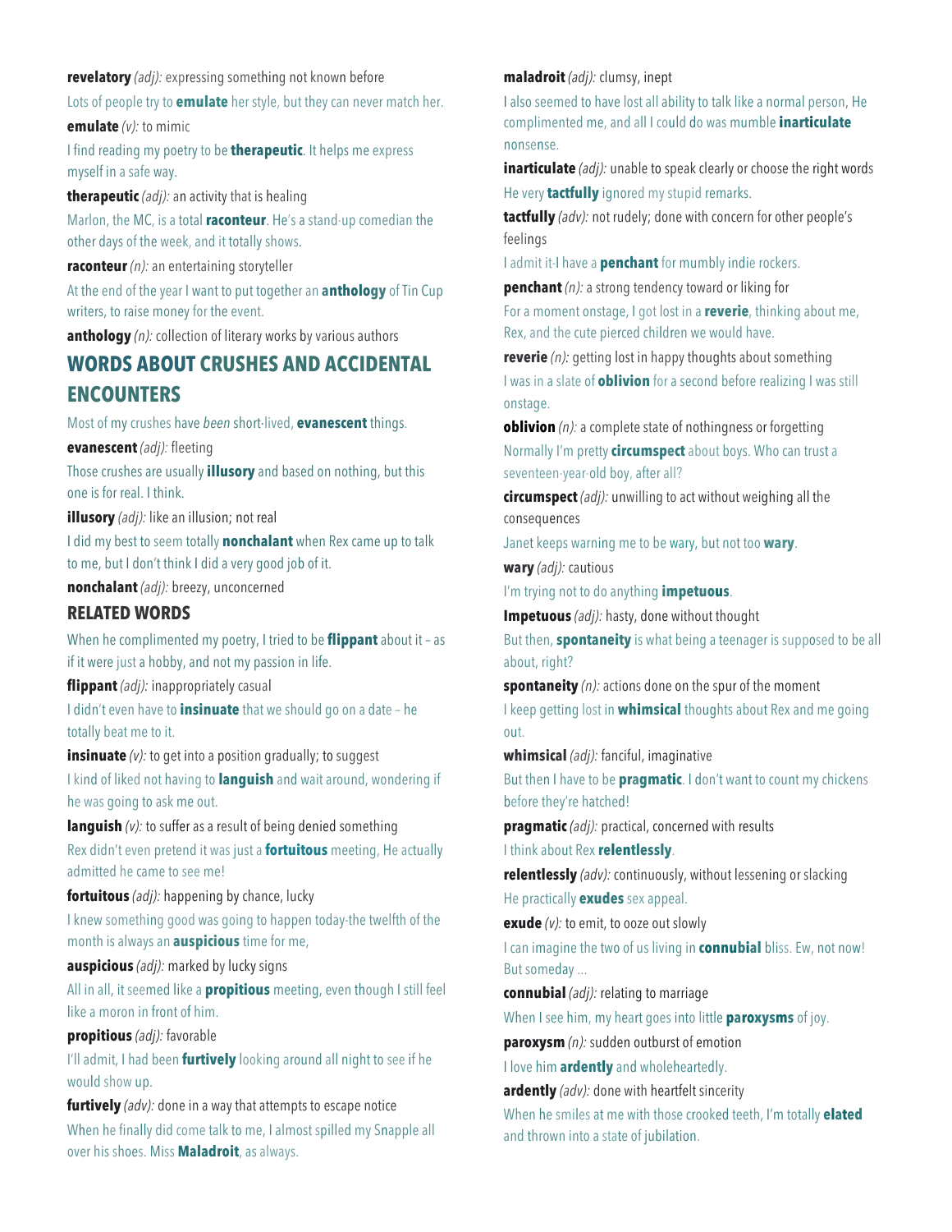**revelatory** *(adj):* expressing something not known before

Lots of people try to **emulate** her style, but they can never match her.

**emulate** *(v):* to mimic

I find reading my poetry to be **therapeutic**. It helps me express myself in a safe way.

**therapeutic** *(adj):* an activity that is healing

Marlon, the MC, is a total **raconteur**. He's a stand-up comedian the other days of the week, and it totally shows.

**raconteur** *(n):* an entertaining storyteller

At the end of the year I want to put together an **anthology** of Tin Cup writers, to raise money for the event.

**anthology** *(n):* collection of literary works by various authors

## WORDS ABOUT CRUSHES AND ACCIDENTAL ENCOUNTERS

Most of my crushes have *been* short-lived, **evanescent** things.

**evanescent** *(adj):* fleeting

Those crushes are usually **illusory** and based on nothing, but this one is for real. I think.

**illusory** *(adj):* like an illusion; not real

I did my best to seem totally **nonchalant** when Rex came up to talk to me, but I don't think I did a very good job of it.

**nonchalant** *(adj):* breezy, unconcerned

### RELATED WORDS

When he complimented my poetry, I tried to be **flippant** about it – as if it were just a hobby, and not my passion in life.

**flippant** *(adj):* inappropriately casual

I didn't even have to **insinuate** that we should go on a date – he totally beat me to it.

**insinuate** *(v):* to get into a position gradually; to suggest

I kind of liked not having to **languish** and wait around, wondering if he was going to ask me out.

**languish** *(v):* to suffer as a result of being denied something

Rex didn't even pretend it was just a **fortuitous** meeting, He actually admitted he came to see me!

**fortuitous** *(adj):* happening by chance, lucky

I knew something good was going to happen today-the twelfth of the month is always an **auspicious** time for me,

**auspicious** *(adj):* marked by lucky signs

All in all, it seemed like a **propitious** meeting, even though I still feel like a moron in front of him.

**propitious** *(adj):* favorable

I'll admit, I had been **furtively** looking around all night to see if he would show up.

**furtively** *(adv):* done in a way that attempts to escape notice

When he finally did come talk to me, I almost spilled my Snapple all over his shoes. Miss **Maladroit**, as always.

**maladroit** *(adj):* clumsy, inept

I also seemed to have lost all ability to talk like a normal person, He complimented me, and all I could do was mumble **inarticulate** nonsense.

**inarticulate** *(adj):* unable to speak clearly or choose the right words

He very **tactfully** ignored my stupid remarks.

**tactfully** *(adv):* not rudely; done with concern for other people's feelings

I admit it-I have a **penchant** for mumbly indie rockers.

**penchant** *(n):* a strong tendency toward or liking for

For a moment onstage, I got lost in a **reverie**, thinking about me, Rex, and the cute pierced children we would have.

**reverie** *(n):* getting lost in happy thoughts about something

I was in a state of **oblivion** for a second before realizing I was still onstage.

**oblivion** *(n):* a complete state of nothingness or forgetting

Normally I'm pretty **circumspect** about boys. Who can trust a seventeen-year-old boy, after all?

**circumspect** *(adj):* unwilling to act without weighing all the consequences

Janet keeps warning me to be wary, but not too **wary**.

**wary** *(adj):* cautious

I'm trying not to do anything **impetuous**.

**Impetuous** *(adj):* hasty, done without thought

But then, **spontaneity** is what being a teenager is supposed to be all about, right?

**spontaneity** *(n):* actions done on the spur of the moment

I keep getting lost in **whimsical** thoughts about Rex and me going out.

**whimsical** *(adj):* fanciful, imaginative

But then I have to be **pragmatic**. I don't want to count my chickens before they're hatched!

**pragmatic** *(adj):* practical, concerned with results

I think about Rex **relentlessly**.

**relentlessly** *(adv):* continuously, without lessening or slacking

He practically **exudes** sex appeal.

**exude** *(v):* to emit, to ooze out slowly

I can imagine the two of us living in **connubial** bliss. Ew, not now! But someday ...

**connubial** *(adj):* relating to marriage

When I see him, my heart goes into little **paroxysms** of joy.

**paroxysm** *(n):* sudden outburst of emotion

I love him **ardently** and wholeheartedly.

**ardently** *(adv):* done with heartfelt sincerity

When he smiles at me with those crooked teeth, I'm totally **elated** and thrown into a state of jubilation.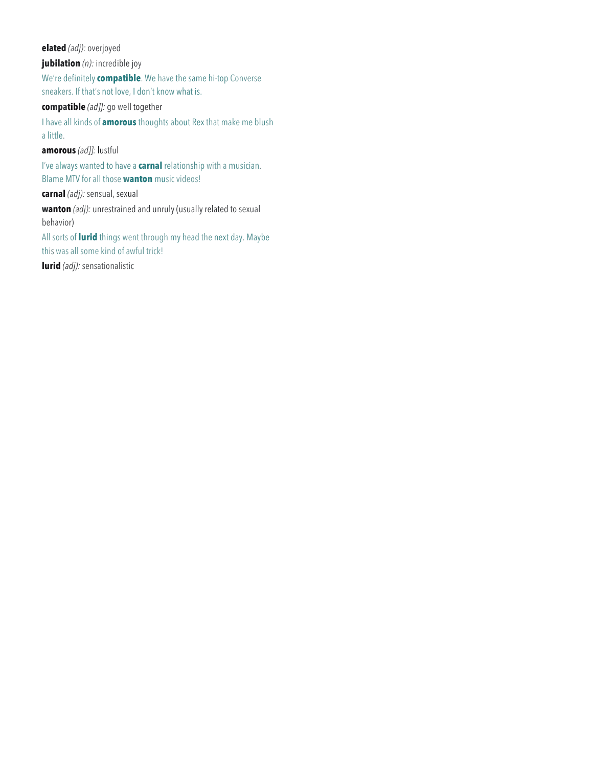**elated** *(adj):* overjoyed

**jubilation** *(n):* incredible joy

We're definitely **compatible**. We have the same hi-top Converse sneakers. If that's not love, I don't know what is.

**compatible** *(ad]]:* go well together

I have all kinds of **amorous** thoughts about Rex that make me blush a little.

**amorous** *(ad]]:* lustful

I've always wanted to have a **carnal** relationship with a musician. Blame MTV for all those **wanton** music videos!

**carnal** *(adj):* sensual, sexual

**wanton** *(adj):* unrestrained and unruly (usually related to sexual behavior)

All sorts of **lurid** things went through my head the next day. Maybe this was all some kind of awful trick!

**lurid** *(adj):* sensationalistic